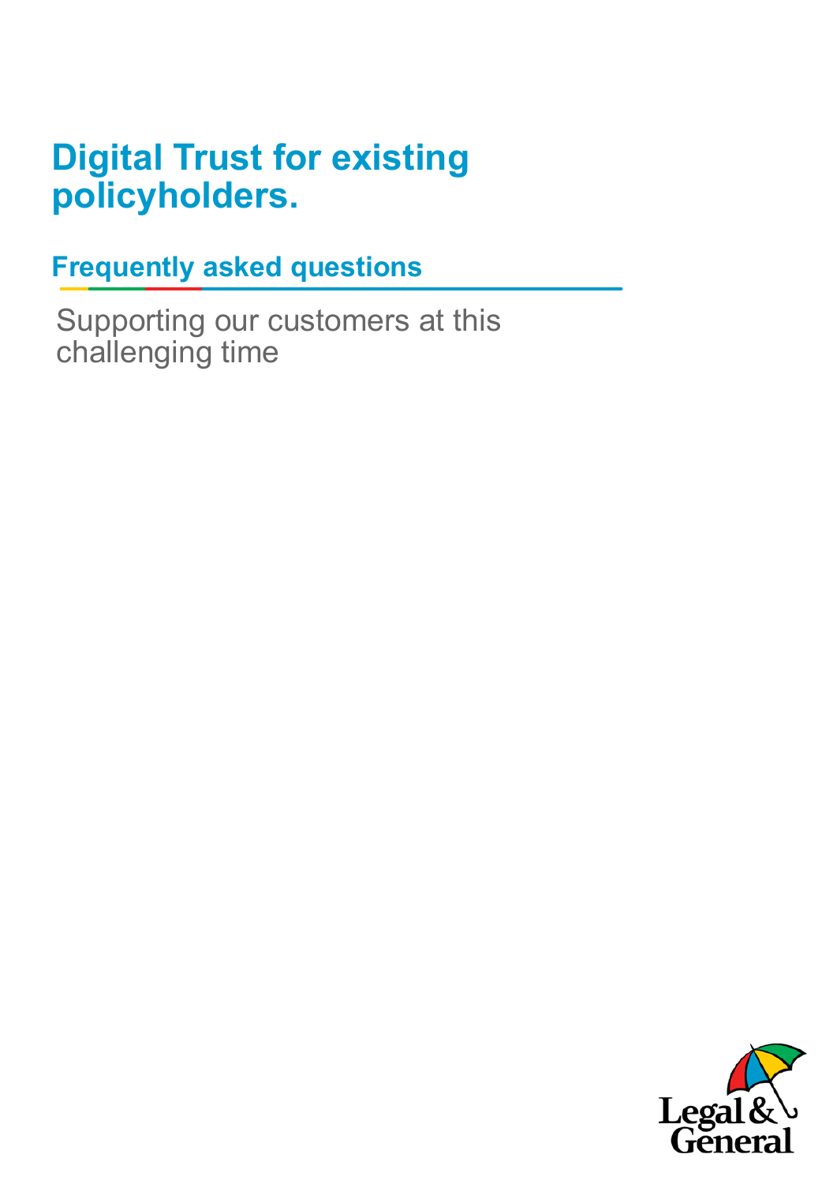# Digital Trust for existing policyholders.

## Frequently asked questions

Supporting our customers at this challenging time

Legal & General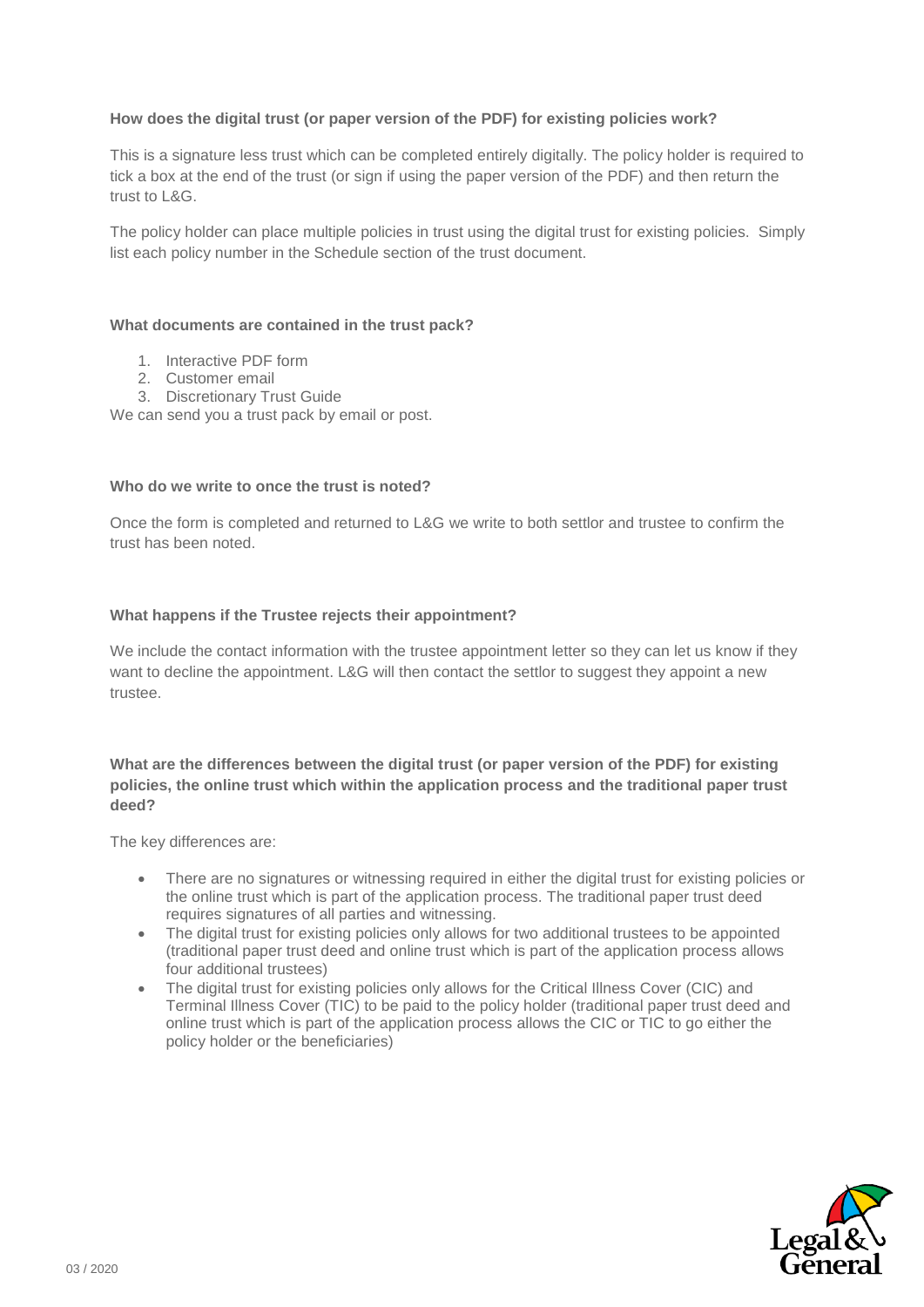**How does the digital trust (or paper version of the PDF) for existing policies work?**

This is a signature less trust which can be completed entirely digitally. The policy holder is required to tick a box at the end of the trust (or sign if using the paper version of the PDF) and then return the trust to L&G.

The policy holder can place multiple policies in trust using the digital trust for existing policies. Simply list each policy number in the Schedule section of the trust document.

**What documents are contained in the trust pack?**

1. Interactive PDF form
2. Customer email
3. Discretionary Trust Guide

We can send you a trust pack by email or post.

**Who do we write to once the trust is noted?**

Once the form is completed and returned to L&G we write to both settlor and trustee to confirm the trust has been noted.

**What happens if the Trustee rejects their appointment?**

We include the contact information with the trustee appointment letter so they can let us know if they want to decline the appointment. L&G will then contact the settlor to suggest they appoint a new trustee.

**What are the differences between the digital trust (or paper version of the PDF) for existing policies, the online trust which within the application process and the traditional paper trust deed?**

The key differences are:

- There are no signatures or witnessing required in either the digital trust for existing policies or the online trust which is part of the application process. The traditional paper trust deed requires signatures of all parties and witnessing.
- The digital trust for existing policies only allows for two additional trustees to be appointed (traditional paper trust deed and online trust which is part of the application process allows four additional trustees)
- The digital trust for existing policies only allows for the Critical Illness Cover (CIC) and Terminal Illness Cover (TIC) to be paid to the policy holder (traditional paper trust deed and online trust which is part of the application process allows the CIC or TIC to go either the policy holder or the beneficiaries)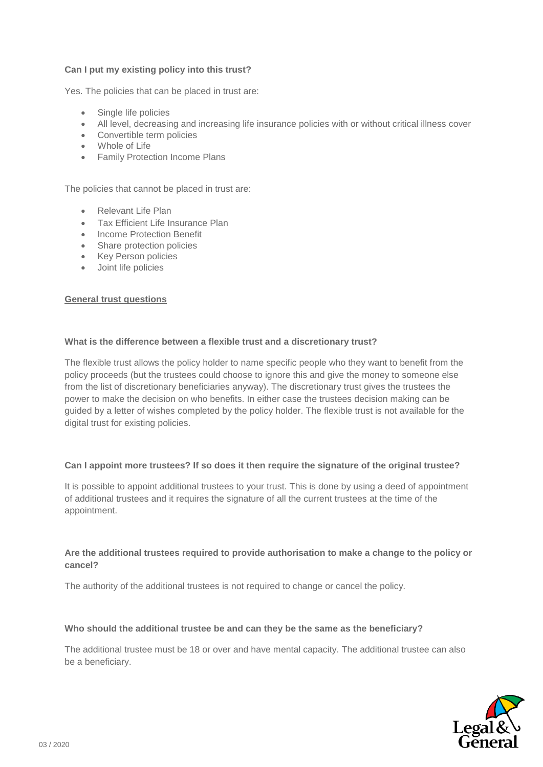**Can I put my existing policy into this trust?**

Yes. The policies that can be placed in trust are:

- Single life policies
- All level, decreasing and increasing life insurance policies with or without critical illness cover
- Convertible term policies
- Whole of Life
- Family Protection Income Plans

The policies that cannot be placed in trust are:

- Relevant Life Plan
- Tax Efficient Life Insurance Plan
- Income Protection Benefit
- Share protection policies
- Key Person policies
- Joint life policies

## General trust questions

**What is the difference between a flexible trust and a discretionary trust?**

The flexible trust allows the policy holder to name specific people who they want to benefit from the policy proceeds (but the trustees could choose to ignore this and give the money to someone else from the list of discretionary beneficiaries anyway). The discretionary trust gives the trustees the power to make the decision on who benefits. In either case the trustees decision making can be guided by a letter of wishes completed by the policy holder. The flexible trust is not available for the digital trust for existing policies.

**Can I appoint more trustees? If so does it then require the signature of the original trustee?**

It is possible to appoint additional trustees to your trust. This is done by using a deed of appointment of additional trustees and it requires the signature of all the current trustees at the time of the appointment.

**Are the additional trustees required to provide authorisation to make a change to the policy or cancel?**

The authority of the additional trustees is not required to change or cancel the policy.

**Who should the additional trustee be and can they be the same as the beneficiary?**

The additional trustee must be 18 or over and have mental capacity. The additional trustee can also be a beneficiary.

03 / 2020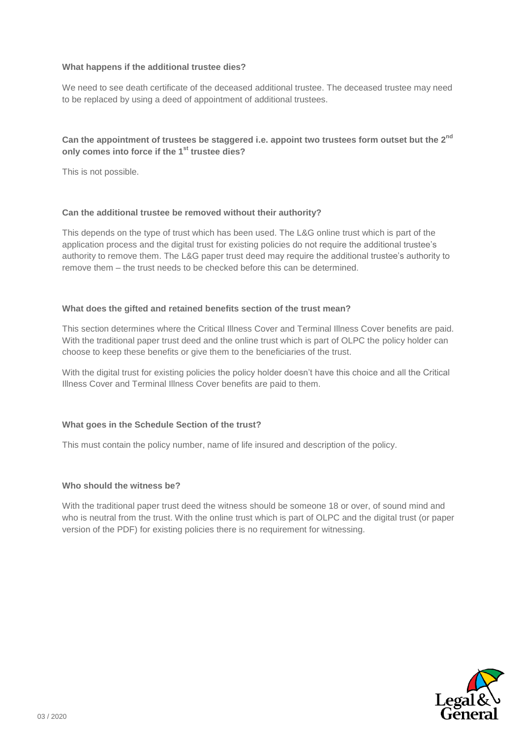**What happens if the additional trustee dies?**

We need to see death certificate of the deceased additional trustee. The deceased trustee may need to be replaced by using a deed of appointment of additional trustees.

**Can the appointment of trustees be staggered i.e. appoint two trustees form outset but the 2nd only comes into force if the 1st trustee dies?**

This is not possible.

**Can the additional trustee be removed without their authority?**

This depends on the type of trust which has been used. The L&G online trust which is part of the application process and the digital trust for existing policies do not require the additional trustee's authority to remove them. The L&G paper trust deed may require the additional trustee's authority to remove them – the trust needs to be checked before this can be determined.

**What does the gifted and retained benefits section of the trust mean?**

This section determines where the Critical Illness Cover and Terminal Illness Cover benefits are paid. With the traditional paper trust deed and the online trust which is part of OLPC the policy holder can choose to keep these benefits or give them to the beneficiaries of the trust.

With the digital trust for existing policies the policy holder doesn't have this choice and all the Critical Illness Cover and Terminal Illness Cover benefits are paid to them.

**What goes in the Schedule Section of the trust?**

This must contain the policy number, name of life insured and description of the policy.

**Who should the witness be?**

With the traditional paper trust deed the witness should be someone 18 or over, of sound mind and who is neutral from the trust. With the online trust which is part of OLPC and the digital trust (or paper version of the PDF) for existing policies there is no requirement for witnessing.

03 / 2020